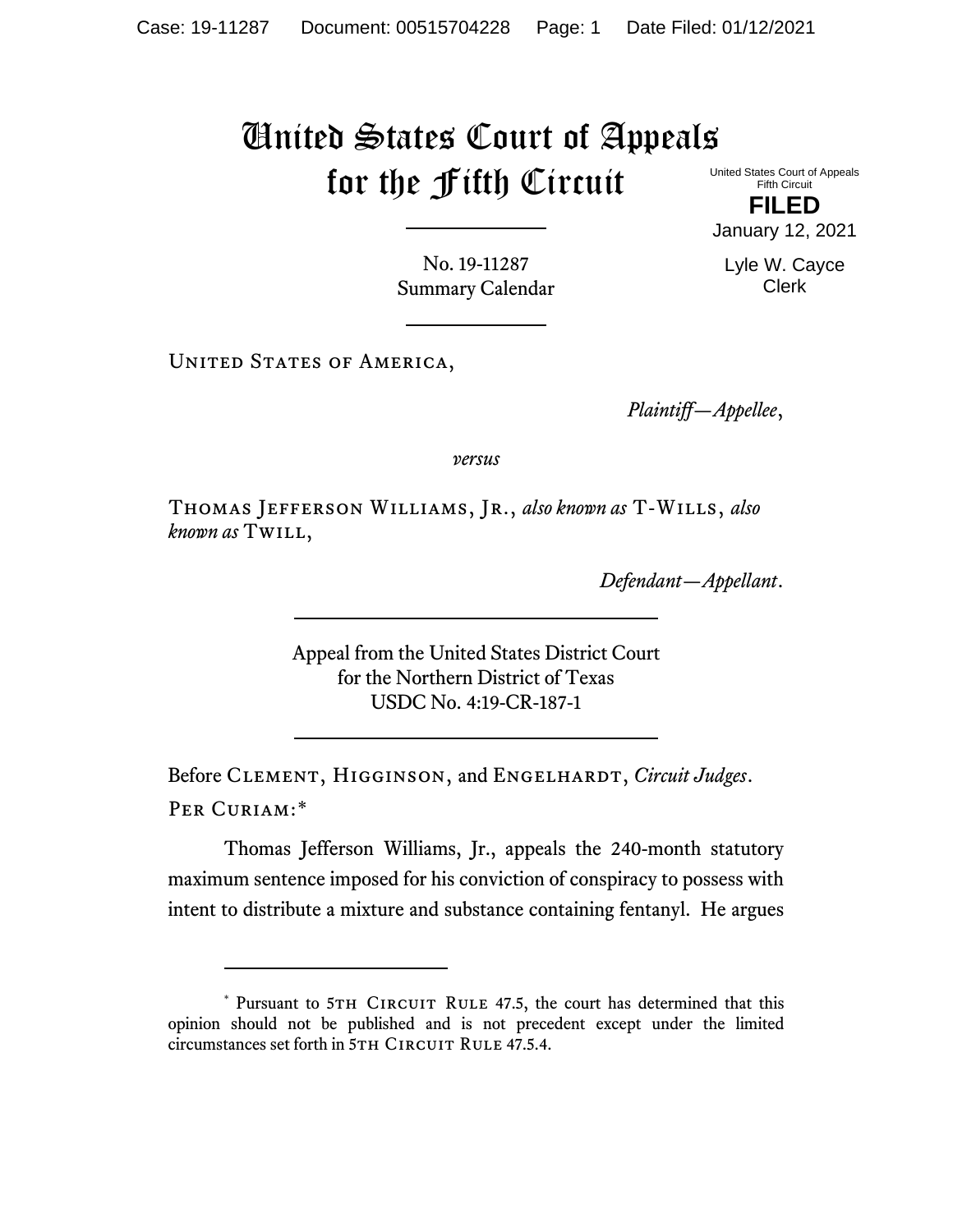# United States Court of Appeals for the Fifth Circuit

United States Court of Appeals
Fifth Circuit

**FILED**

January 12, 2021

Lyle W. Cayce
Clerk

No. 19-11287
Summary Calendar

UNITED STATES OF AMERICA,

*Plaintiff—Appellee*,

*versus*

THOMAS JEFFERSON WILLIAMS, JR., *also known as* T-WILLS, *also known as* TWILL,

*Defendant—Appellant*.

Appeal from the United States District Court
for the Northern District of Texas
USDC No. 4:19-CR-187-1

Before CLEMENT, HIGGINSON, and ENGELHARDT, *Circuit Judges*.

PER CURIAM:*

Thomas Jefferson Williams, Jr., appeals the 240-month statutory maximum sentence imposed for his conviction of conspiracy to possess with intent to distribute a mixture and substance containing fentanyl. He argues

---

* Pursuant to 5TH CIRCUIT RULE 47.5, the court has determined that this opinion should not be published and is not precedent except under the limited circumstances set forth in 5TH CIRCUIT RULE 47.5.4.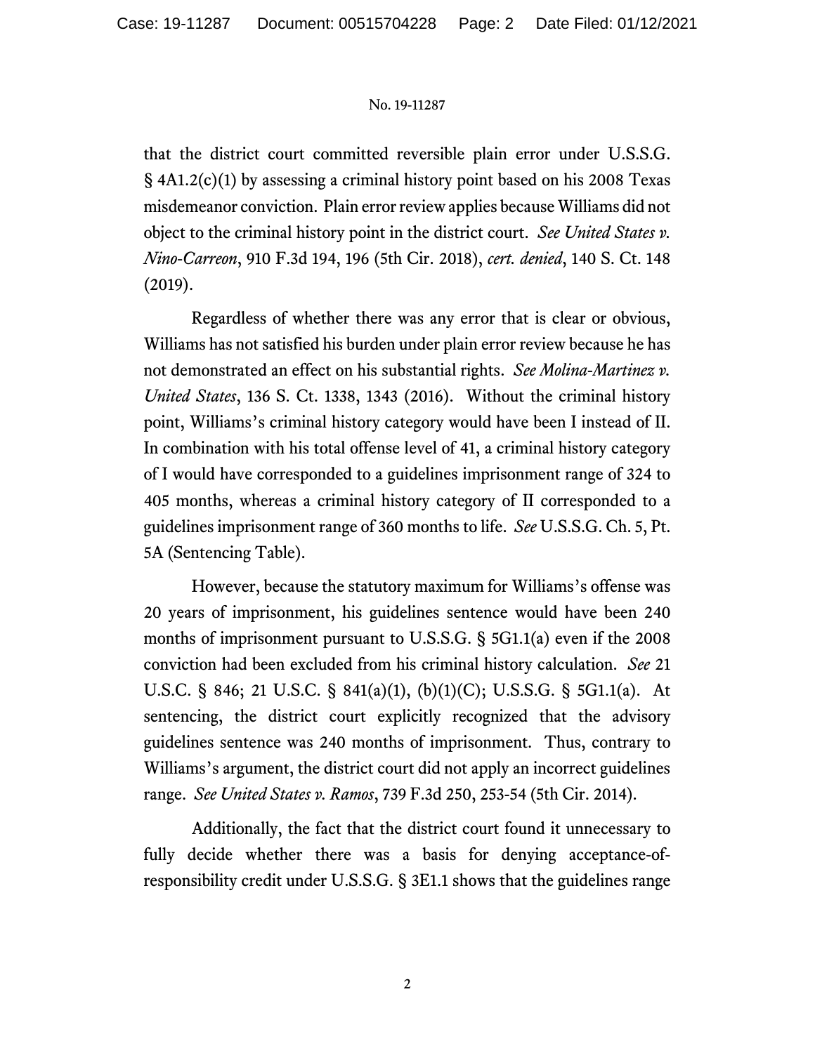that the district court committed reversible plain error under U.S.S.G. § 4A1.2(c)(1) by assessing a criminal history point based on his 2008 Texas misdemeanor conviction. Plain error review applies because Williams did not object to the criminal history point in the district court. *See United States v. Nino-Carreon*, 910 F.3d 194, 196 (5th Cir. 2018), *cert. denied*, 140 S. Ct. 148 (2019).

Regardless of whether there was any error that is clear or obvious, Williams has not satisfied his burden under plain error review because he has not demonstrated an effect on his substantial rights. *See Molina-Martinez v. United States*, 136 S. Ct. 1338, 1343 (2016). Without the criminal history point, Williams's criminal history category would have been I instead of II. In combination with his total offense level of 41, a criminal history category of I would have corresponded to a guidelines imprisonment range of 324 to 405 months, whereas a criminal history category of II corresponded to a guidelines imprisonment range of 360 months to life. *See* U.S.S.G. Ch. 5, Pt. 5A (Sentencing Table).

However, because the statutory maximum for Williams's offense was 20 years of imprisonment, his guidelines sentence would have been 240 months of imprisonment pursuant to U.S.S.G. § 5G1.1(a) even if the 2008 conviction had been excluded from his criminal history calculation. *See* 21 U.S.C. § 846; 21 U.S.C. § 841(a)(1), (b)(1)(C); U.S.S.G. § 5G1.1(a). At sentencing, the district court explicitly recognized that the advisory guidelines sentence was 240 months of imprisonment. Thus, contrary to Williams's argument, the district court did not apply an incorrect guidelines range. *See United States v. Ramos*, 739 F.3d 250, 253-54 (5th Cir. 2014).

Additionally, the fact that the district court found it unnecessary to fully decide whether there was a basis for denying acceptance-of-responsibility credit under U.S.S.G. § 3E1.1 shows that the guidelines range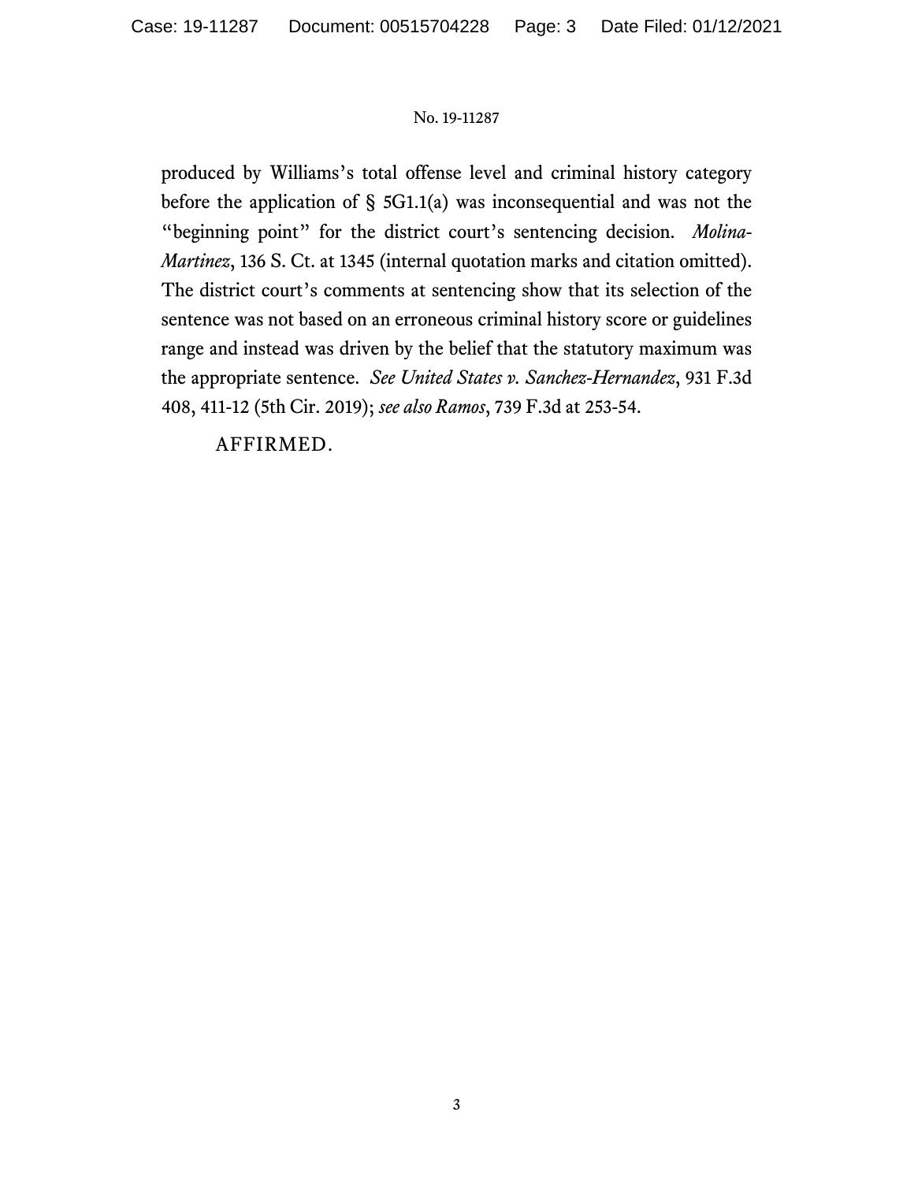produced by Williams's total offense level and criminal history category before the application of § 5G1.1(a) was inconsequential and was not the "beginning point" for the district court's sentencing decision. *Molina-Martinez*, 136 S. Ct. at 1345 (internal quotation marks and citation omitted). The district court's comments at sentencing show that its selection of the sentence was not based on an erroneous criminal history score or guidelines range and instead was driven by the belief that the statutory maximum was the appropriate sentence. *See United States v. Sanchez-Hernandez*, 931 F.3d 408, 411-12 (5th Cir. 2019); *see also Ramos*, 739 F.3d at 253-54.

AFFIRMED.